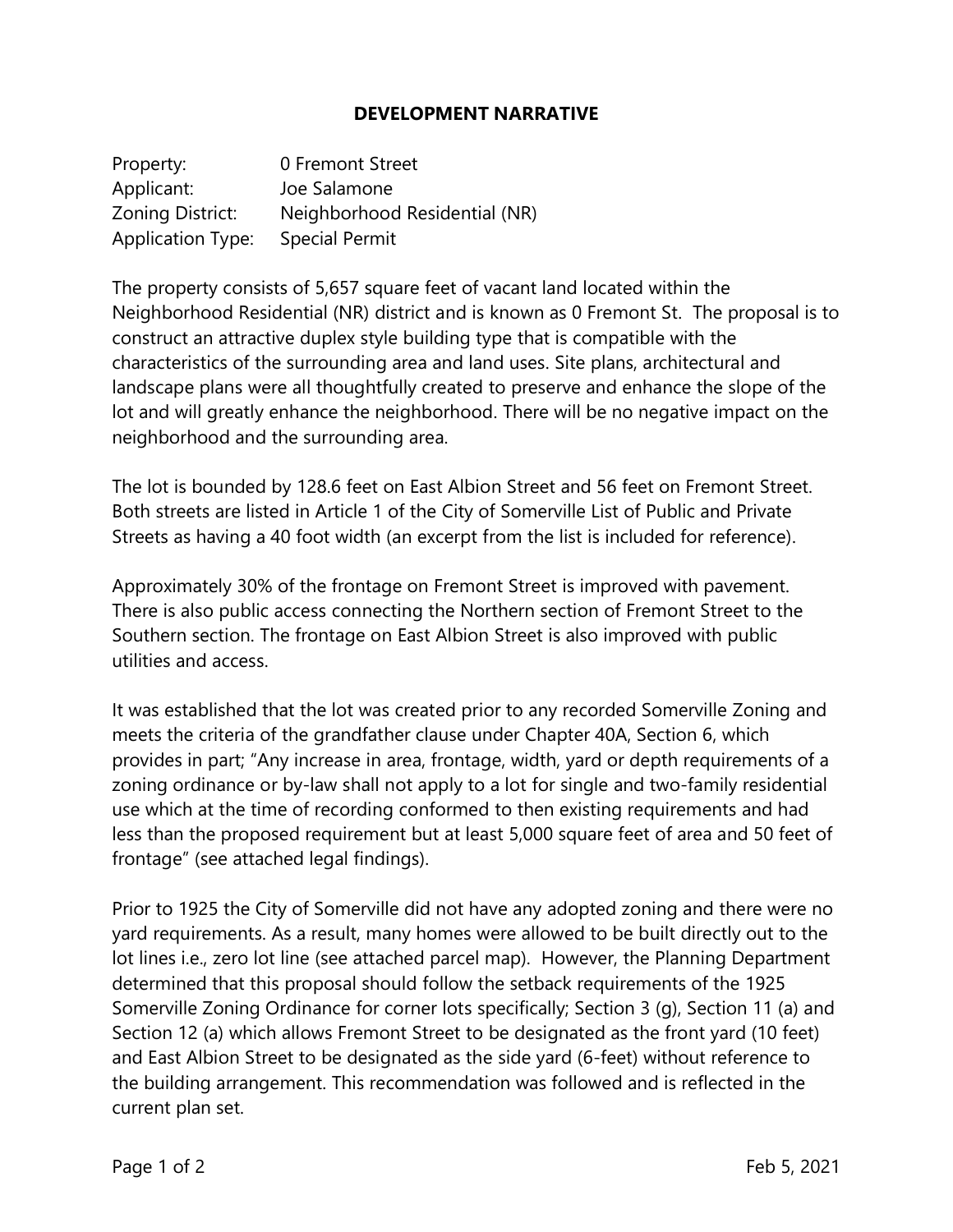# DEVELOPMENT NARRATIVE

| | |
|---|---|
| Property: | 0 Fremont Street |
| Applicant: | Joe Salamone |
| Zoning District: | Neighborhood Residential (NR) |
| Application Type: | Special Permit |

The property consists of 5,657 square feet of vacant land located within the Neighborhood Residential (NR) district and is known as 0 Fremont St. The proposal is to construct an attractive duplex style building type that is compatible with the characteristics of the surrounding area and land uses. Site plans, architectural and landscape plans were all thoughtfully created to preserve and enhance the slope of the lot and will greatly enhance the neighborhood. There will be no negative impact on the neighborhood and the surrounding area.

The lot is bounded by 128.6 feet on East Albion Street and 56 feet on Fremont Street. Both streets are listed in Article 1 of the City of Somerville List of Public and Private Streets as having a 40 foot width (an excerpt from the list is included for reference).

Approximately 30% of the frontage on Fremont Street is improved with pavement. There is also public access connecting the Northern section of Fremont Street to the Southern section. The frontage on East Albion Street is also improved with public utilities and access.

It was established that the lot was created prior to any recorded Somerville Zoning and meets the criteria of the grandfather clause under Chapter 40A, Section 6, which provides in part; "Any increase in area, frontage, width, yard or depth requirements of a zoning ordinance or by-law shall not apply to a lot for single and two-family residential use which at the time of recording conformed to then existing requirements and had less than the proposed requirement but at least 5,000 square feet of area and 50 feet of frontage" (see attached legal findings).

Prior to 1925 the City of Somerville did not have any adopted zoning and there were no yard requirements. As a result, many homes were allowed to be built directly out to the lot lines i.e., zero lot line (see attached parcel map). However, the Planning Department determined that this proposal should follow the setback requirements of the 1925 Somerville Zoning Ordinance for corner lots specifically; Section 3 (g), Section 11 (a) and Section 12 (a) which allows Fremont Street to be designated as the front yard (10 feet) and East Albion Street to be designated as the side yard (6-feet) without reference to the building arrangement. This recommendation was followed and is reflected in the current plan set.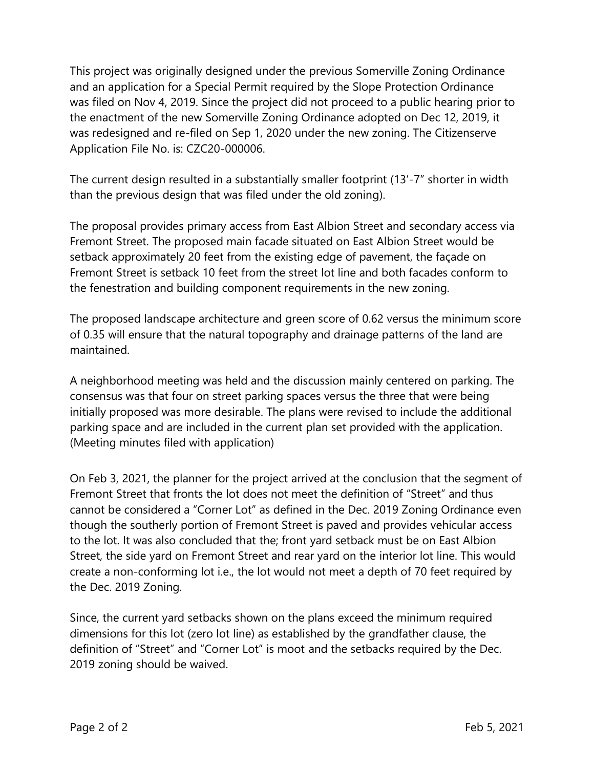This project was originally designed under the previous Somerville Zoning Ordinance and an application for a Special Permit required by the Slope Protection Ordinance was filed on Nov 4, 2019. Since the project did not proceed to a public hearing prior to the enactment of the new Somerville Zoning Ordinance adopted on Dec 12, 2019, it was redesigned and re-filed on Sep 1, 2020 under the new zoning. The Citizenserve Application File No. is: CZC20-000006.

The current design resulted in a substantially smaller footprint (13'-7" shorter in width than the previous design that was filed under the old zoning).

The proposal provides primary access from East Albion Street and secondary access via Fremont Street. The proposed main facade situated on East Albion Street would be setback approximately 20 feet from the existing edge of pavement, the façade on Fremont Street is setback 10 feet from the street lot line and both facades conform to the fenestration and building component requirements in the new zoning.

The proposed landscape architecture and green score of 0.62 versus the minimum score of 0.35 will ensure that the natural topography and drainage patterns of the land are maintained.

A neighborhood meeting was held and the discussion mainly centered on parking. The consensus was that four on street parking spaces versus the three that were being initially proposed was more desirable. The plans were revised to include the additional parking space and are included in the current plan set provided with the application. (Meeting minutes filed with application)

On Feb 3, 2021, the planner for the project arrived at the conclusion that the segment of Fremont Street that fronts the lot does not meet the definition of "Street" and thus cannot be considered a "Corner Lot" as defined in the Dec. 2019 Zoning Ordinance even though the southerly portion of Fremont Street is paved and provides vehicular access to the lot. It was also concluded that the; front yard setback must be on East Albion Street, the side yard on Fremont Street and rear yard on the interior lot line. This would create a non-conforming lot i.e., the lot would not meet a depth of 70 feet required by the Dec. 2019 Zoning.

Since, the current yard setbacks shown on the plans exceed the minimum required dimensions for this lot (zero lot line) as established by the grandfather clause, the definition of "Street" and "Corner Lot" is moot and the setbacks required by the Dec. 2019 zoning should be waived.

Feb 5, 2021